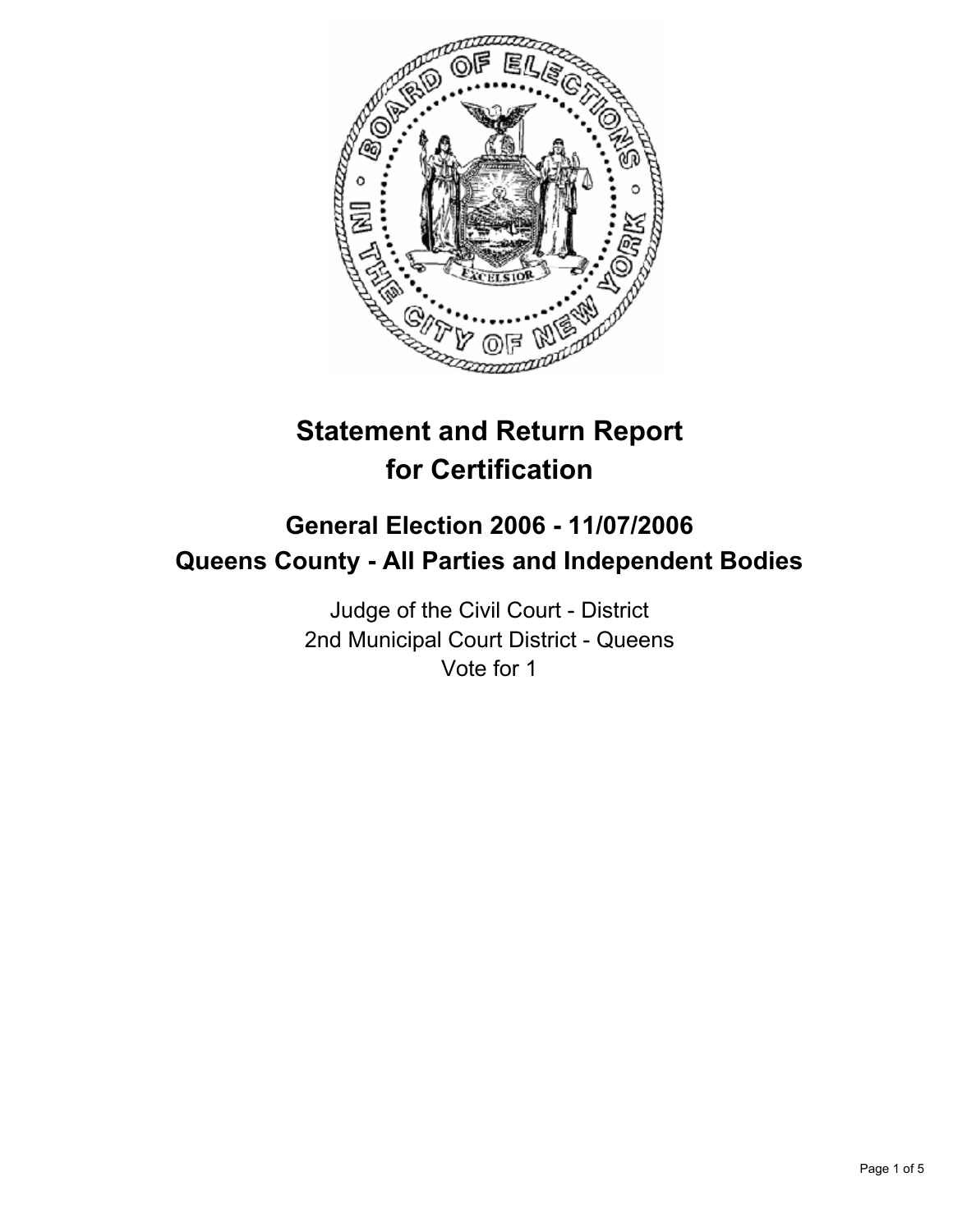# Statement and Return Report for Certification

## General Election 2006 - 11/07/2006
## Queens County - All Parties and Independent Bodies

Judge of the Civil Court - District
2nd Municipal Court District - Queens
Vote for 1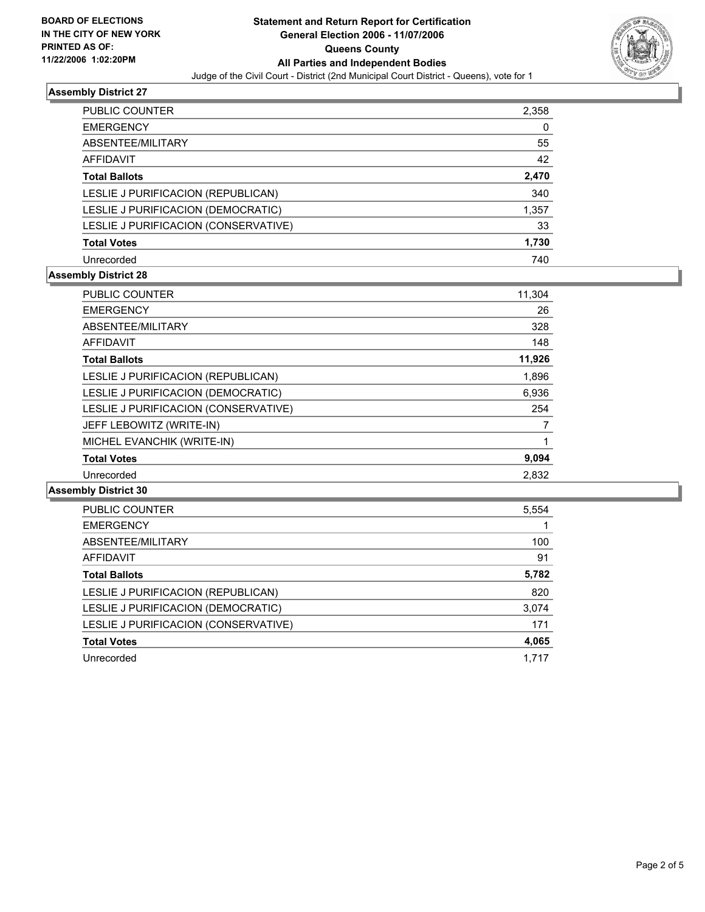**BOARD OF ELECTIONS IN THE CITY OF NEW YORK PRINTED AS OF: 11/22/2006 1:02:20PM**

# Statement and Return Report for Certification
## General Election 2006 - 11/07/2006
## Queens County
## All Parties and Independent Bodies
Judge of the Civil Court - District (2nd Municipal Court District - Queens), vote for 1

### Assembly District 27

| | |
|---|---|
| PUBLIC COUNTER | 2,358 |
| EMERGENCY | 0 |
| ABSENTEE/MILITARY | 55 |
| AFFIDAVIT | 42 |
| **Total Ballots** | **2,470** |
| LESLIE J PURIFICACION (REPUBLICAN) | 340 |
| LESLIE J PURIFICACION (DEMOCRATIC) | 1,357 |
| LESLIE J PURIFICACION (CONSERVATIVE) | 33 |
| **Total Votes** | **1,730** |
| Unrecorded | 740 |

### Assembly District 28

| | |
|---|---|
| PUBLIC COUNTER | 11,304 |
| EMERGENCY | 26 |
| ABSENTEE/MILITARY | 328 |
| AFFIDAVIT | 148 |
| **Total Ballots** | **11,926** |
| LESLIE J PURIFICACION (REPUBLICAN) | 1,896 |
| LESLIE J PURIFICACION (DEMOCRATIC) | 6,936 |
| LESLIE J PURIFICACION (CONSERVATIVE) | 254 |
| JEFF LEBOWITZ (WRITE-IN) | 7 |
| MICHEL EVANCHIK (WRITE-IN) | 1 |
| **Total Votes** | **9,094** |
| Unrecorded | 2,832 |

### Assembly District 30

| | |
|---|---|
| PUBLIC COUNTER | 5,554 |
| EMERGENCY | 1 |
| ABSENTEE/MILITARY | 100 |
| AFFIDAVIT | 91 |
| **Total Ballots** | **5,782** |
| LESLIE J PURIFICACION (REPUBLICAN) | 820 |
| LESLIE J PURIFICACION (DEMOCRATIC) | 3,074 |
| LESLIE J PURIFICACION (CONSERVATIVE) | 171 |
| **Total Votes** | **4,065** |
| Unrecorded | 1,717 |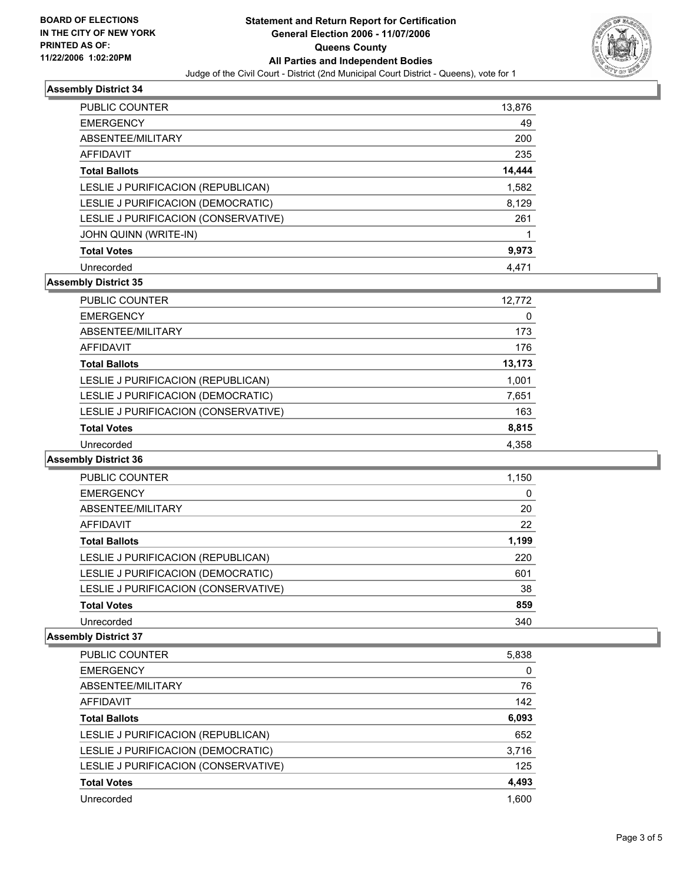BOARD OF ELECTIONS
IN THE CITY OF NEW YORK
PRINTED AS OF:
11/22/2006 1:02:20PM

# Statement and Return Report for Certification
## General Election 2006 - 11/07/2006
## Queens County
## All Parties and Independent Bodies

Judge of the Civil Court - District (2nd Municipal Court District - Queens), vote for 1

### Assembly District 34

| | |
|---|---|
| PUBLIC COUNTER | 13,876 |
| EMERGENCY | 49 |
| ABSENTEE/MILITARY | 200 |
| AFFIDAVIT | 235 |
| **Total Ballots** | **14,444** |
| LESLIE J PURIFICACION (REPUBLICAN) | 1,582 |
| LESLIE J PURIFICACION (DEMOCRATIC) | 8,129 |
| LESLIE J PURIFICACION (CONSERVATIVE) | 261 |
| JOHN QUINN (WRITE-IN) | 1 |
| **Total Votes** | **9,973** |
| Unrecorded | 4,471 |

### Assembly District 35

| | |
|---|---|
| PUBLIC COUNTER | 12,772 |
| EMERGENCY | 0 |
| ABSENTEE/MILITARY | 173 |
| AFFIDAVIT | 176 |
| **Total Ballots** | **13,173** |
| LESLIE J PURIFICACION (REPUBLICAN) | 1,001 |
| LESLIE J PURIFICACION (DEMOCRATIC) | 7,651 |
| LESLIE J PURIFICACION (CONSERVATIVE) | 163 |
| **Total Votes** | **8,815** |
| Unrecorded | 4,358 |

### Assembly District 36

| | |
|---|---|
| PUBLIC COUNTER | 1,150 |
| EMERGENCY | 0 |
| ABSENTEE/MILITARY | 20 |
| AFFIDAVIT | 22 |
| **Total Ballots** | **1,199** |
| LESLIE J PURIFICACION (REPUBLICAN) | 220 |
| LESLIE J PURIFICACION (DEMOCRATIC) | 601 |
| LESLIE J PURIFICACION (CONSERVATIVE) | 38 |
| **Total Votes** | **859** |
| Unrecorded | 340 |

### Assembly District 37

| | |
|---|---|
| PUBLIC COUNTER | 5,838 |
| EMERGENCY | 0 |
| ABSENTEE/MILITARY | 76 |
| AFFIDAVIT | 142 |
| **Total Ballots** | **6,093** |
| LESLIE J PURIFICACION (REPUBLICAN) | 652 |
| LESLIE J PURIFICACION (DEMOCRATIC) | 3,716 |
| LESLIE J PURIFICACION (CONSERVATIVE) | 125 |
| **Total Votes** | **4,493** |
| Unrecorded | 1,600 |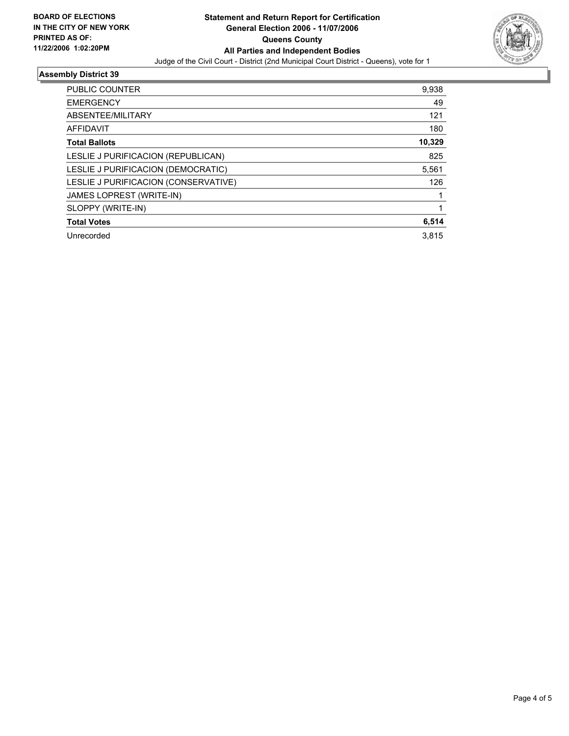**BOARD OF ELECTIONS IN THE CITY OF NEW YORK PRINTED AS OF: 11/22/2006 1:02:20PM**

# Statement and Return Report for Certification
## General Election 2006 - 11/07/2006
## Queens County
## All Parties and Independent Bodies

Judge of the Civil Court - District (2nd Municipal Court District - Queens), vote for 1

### Assembly District 39

| | |
|---|---|
| PUBLIC COUNTER | 9,938 |
| EMERGENCY | 49 |
| ABSENTEE/MILITARY | 121 |
| AFFIDAVIT | 180 |
| **Total Ballots** | **10,329** |
| LESLIE J PURIFICACION (REPUBLICAN) | 825 |
| LESLIE J PURIFICACION (DEMOCRATIC) | 5,561 |
| LESLIE J PURIFICACION (CONSERVATIVE) | 126 |
| JAMES LOPREST (WRITE-IN) | 1 |
| SLOPPY (WRITE-IN) | 1 |
| **Total Votes** | **6,514** |
| Unrecorded | 3,815 |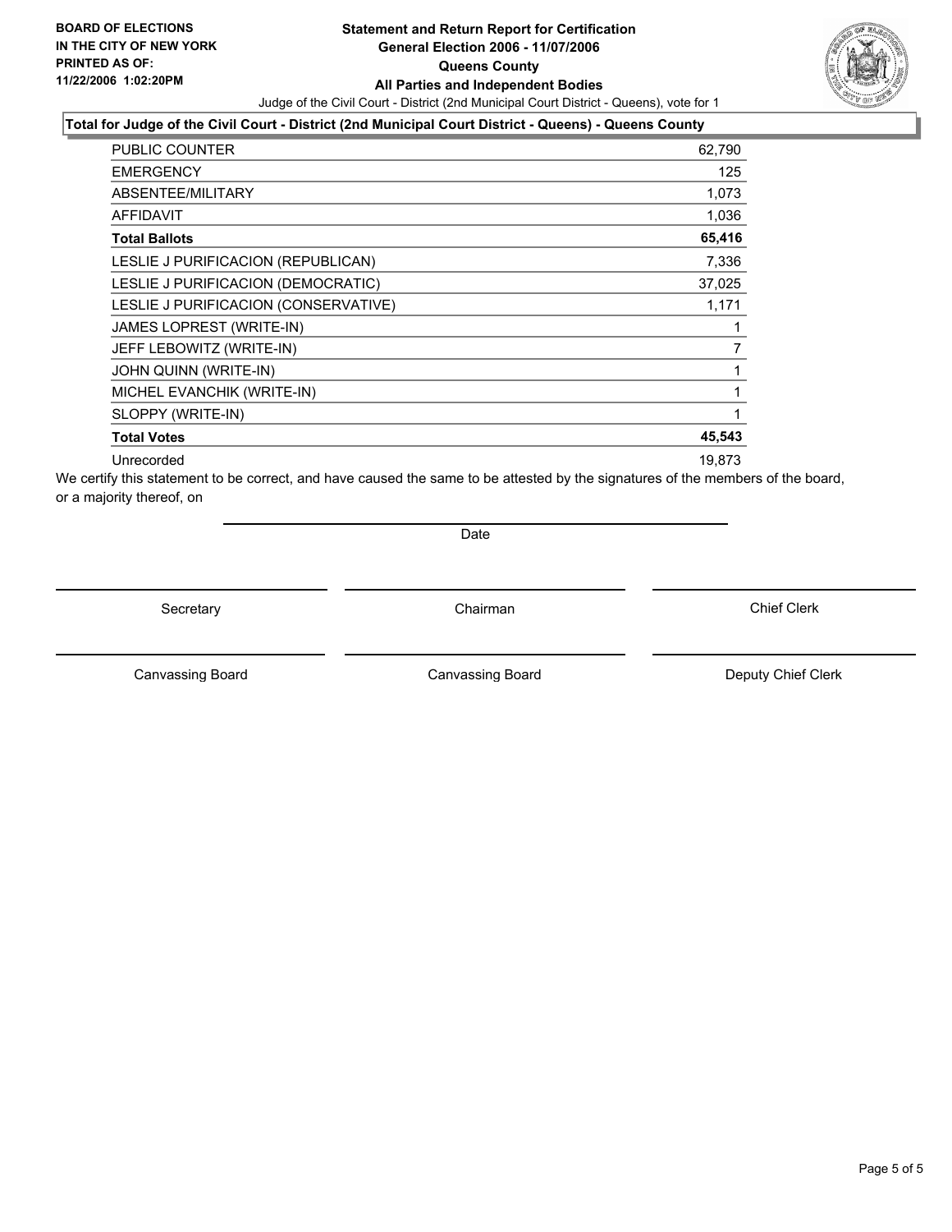**BOARD OF ELECTIONS IN THE CITY OF NEW YORK PRINTED AS OF: 11/22/2006 1:02:20PM**

# Statement and Return Report for Certification
## General Election 2006 - 11/07/2006
## Queens County
## All Parties and Independent Bodies

Judge of the Civil Court - District (2nd Municipal Court District - Queens), vote for 1

### Total for Judge of the Civil Court - District (2nd Municipal Court District - Queens) - Queens County

| | |
|---|---|
| PUBLIC COUNTER | 62,790 |
| EMERGENCY | 125 |
| ABSENTEE/MILITARY | 1,073 |
| AFFIDAVIT | 1,036 |
| **Total Ballots** | **65,416** |
| LESLIE J PURIFICACION (REPUBLICAN) | 7,336 |
| LESLIE J PURIFICACION (DEMOCRATIC) | 37,025 |
| LESLIE J PURIFICACION (CONSERVATIVE) | 1,171 |
| JAMES LOPREST (WRITE-IN) | 1 |
| JEFF LEBOWITZ (WRITE-IN) | 7 |
| JOHN QUINN (WRITE-IN) | 1 |
| MICHEL EVANCHIK (WRITE-IN) | 1 |
| SLOPPY (WRITE-IN) | 1 |
| **Total Votes** | **45,543** |
| Unrecorded | 19,873 |

We certify this statement to be correct, and have caused the same to be attested by the signatures of the members of the board, or a majority thereof, on

Date

Secretary | Chairman | Chief Clerk

Canvassing Board | Canvassing Board | Deputy Chief Clerk